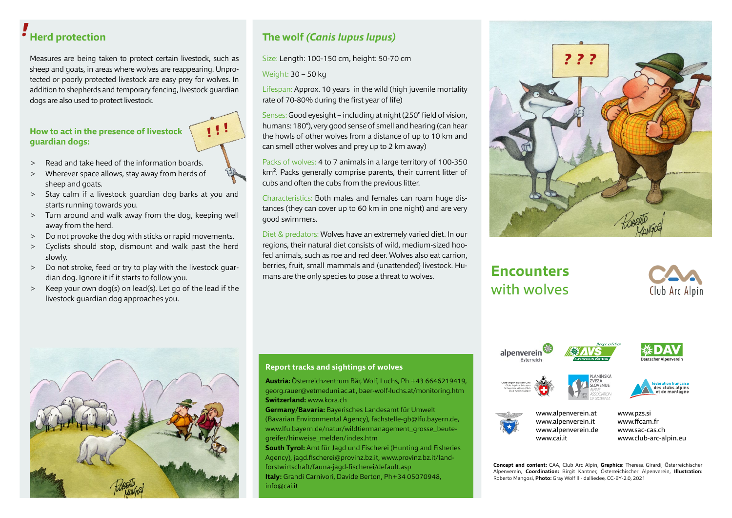## Herd protection

Measures are being taken to protect certain livestock, such as sheep and goats, in areas where wolves are reappearing. Unprotected or poorly protected livestock are easy prey for wolves. In addition to shepherds and temporary fencing, livestock guardian dogs are also used to protect livestock.

### How to act in the presence of livestock guardian dogs:

- Read and take heed of the information boards.
- Wherever space allows, stay away from herds of sheep and goats.
- Stay calm if a livestock guardian dog barks at you and starts running towards you.
- Turn around and walk away from the dog, keeping well away from the herd.
- Do not provoke the dog with sticks or rapid movements.
- Cyclists should stop, dismount and walk past the herd slowly.
- Do not stroke, feed or try to play with the livestock guardian dog. Ignore it if it starts to follow you.
- Keep your own dog(s) on lead(s). Let go of the lead if the livestock guardian dog approaches you.

## The wolf *(Canis lupus lupus)*

Size: Length: 100-150 cm, height: 50-70 cm

Weight: 30 – 50 kg

Lifespan: Approx. 10 years in the wild (high juvenile mortality rate of 70-80% during the first year of life)

Senses: Good eyesight – including at night (250° field of vision, humans: 180°), very good sense of smell and hearing (can hear the howls of other wolves from a distance of up to 10 km and can smell other wolves and prey up to 2 km away)

Packs of wolves: 4 to 7 animals in a large territory of 100-350 km². Packs generally comprise parents, their current litter of cubs and often the cubs from the previous litter.

Characteristics: Both males and females can roam huge distances (they can cover up to 60 km in one night) and are very good swimmers.

Diet & predators: Wolves have an extremely varied diet. In our regions, their natural diet consists of wild, medium-sized hoofed animals, such as roe and red deer. Wolves also eat carrion, berries, fruit, small mammals and (unattended) livestock. Humans are the only species to pose a threat to wolves.

### Report tracks and sightings of wolves

**Austria:** Österreichzentrum Bär, Wolf, Luchs, Ph +43 6646219419, georg.rauer@vetmeduni.ac.at, baer-wolf-luchs.at/monitoring.htm
**Switzerland:** www.kora.ch
**Germany/Bavaria:** Bayerisches Landesamt für Umwelt (Bavarian Environmental Agency), fachstelle-gb@lfu.bayern.de, www.lfu.bayern.de/natur/wildtiermanagement_grosse_beutegreifer/hinweise_melden/index.htm
**South Tyrol:** Amt für Jagd und Fischerei (Hunting and Fisheries Agency), jagd.fischerei@provinz.bz.it, www.provinz.bz.it/land-forstwirtschaft/fauna-jagd-fischerei/default.asp
**Italy:** Grandi Carnivori, Davide Berton, Ph+34 05070948, info@cai.it

# Encounters with wolves

CAA Club Arc Alpin

www.alpenverein.at
www.alpenverein.it
www.alpenverein.de
www.cai.it
www.pzs.si
www.ffcam.fr
www.sac-cas.ch
www.club-arc-alpin.eu

**Concept and content:** CAA, Club Arc Alpin, **Graphics:** Theresa Girardi, Österreichischer Alpenverein, **Coordination:** Birgit Kantner, Österreichischer Alpenverein, **Illustration:** Roberto Mangosi, **Photo:** Gray Wolf II - dalliedee, CC-BY-2.0, 2021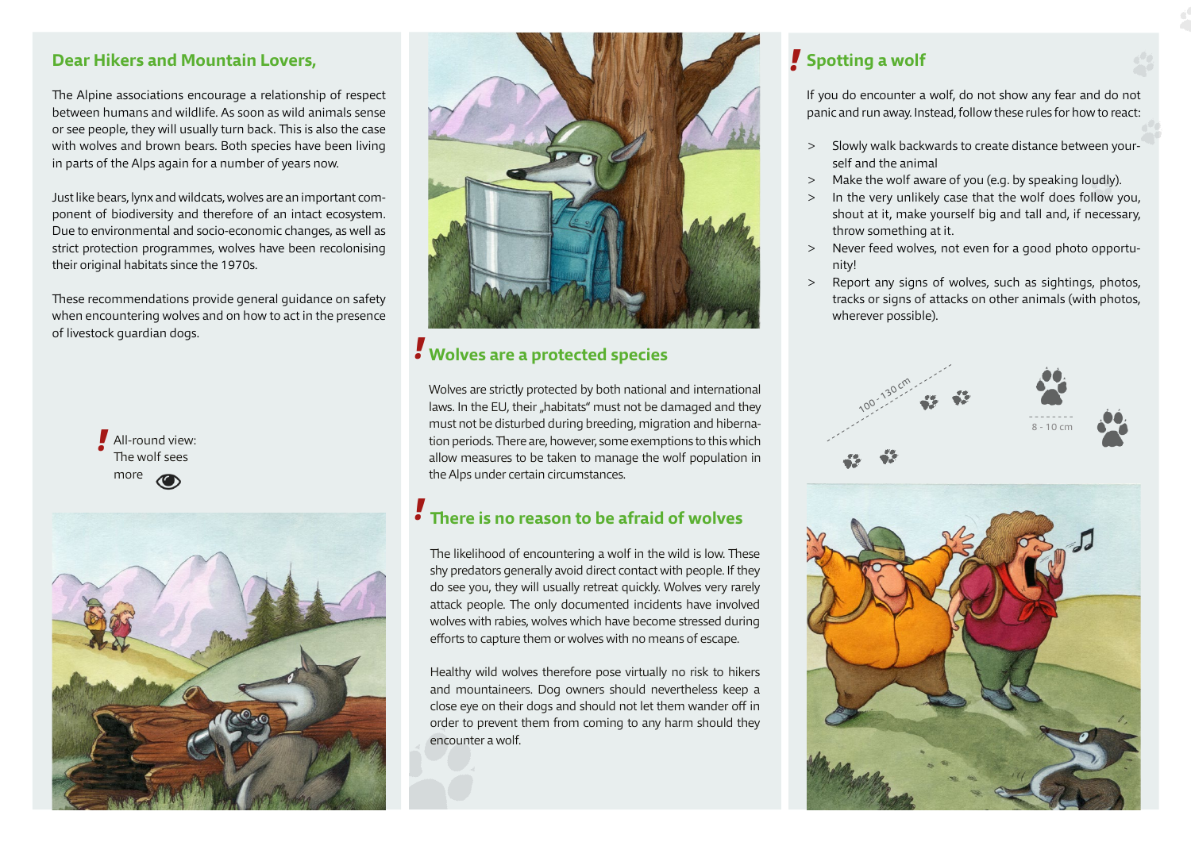## Dear Hikers and Mountain Lovers,

The Alpine associations encourage a relationship of respect between humans and wildlife. As soon as wild animals sense or see people, they will usually turn back. This is also the case with wolves and brown bears. Both species have been living in parts of the Alps again for a number of years now.

Just like bears, lynx and wildcats, wolves are an important component of biodiversity and therefore of an intact ecosystem. Due to environmental and socio-economic changes, as well as strict protection programmes, wolves have been recolonising their original habitats since the 1970s.

These recommendations provide general guidance on safety when encountering wolves and on how to act in the presence of livestock guardian dogs.

**!** All-round view: The wolf sees more

## ! Wolves are a protected species

Wolves are strictly protected by both national and international laws. In the EU, their „habitats" must not be damaged and they must not be disturbed during breeding, migration and hibernation periods. There are, however, some exemptions to this which allow measures to be taken to manage the wolf population in the Alps under certain circumstances.

## ! There is no reason to be afraid of wolves

The likelihood of encountering a wolf in the wild is low. These shy predators generally avoid direct contact with people. If they do see you, they will usually retreat quickly. Wolves very rarely attack people. The only documented incidents have involved wolves with rabies, wolves which have become stressed during efforts to capture them or wolves with no means of escape.

Healthy wild wolves therefore pose virtually no risk to hikers and mountaineers. Dog owners should nevertheless keep a close eye on their dogs and should not let them wander off in order to prevent them from coming to any harm should they encounter a wolf.

## ! Spotting a wolf

If you do encounter a wolf, do not show any fear and do not panic and run away. Instead, follow these rules for how to react:

> Slowly walk backwards to create distance between yourself and the animal
> Make the wolf aware of you (e.g. by speaking loudly).
> In the very unlikely case that the wolf does follow you, shout at it, make yourself big and tall and, if necessary, throw something at it.
> Never feed wolves, not even for a good photo opportunity!
> Report any signs of wolves, such as sightings, photos, tracks or signs of attacks on other animals (with photos, wherever possible).

100 - 130 cm

8 - 10 cm